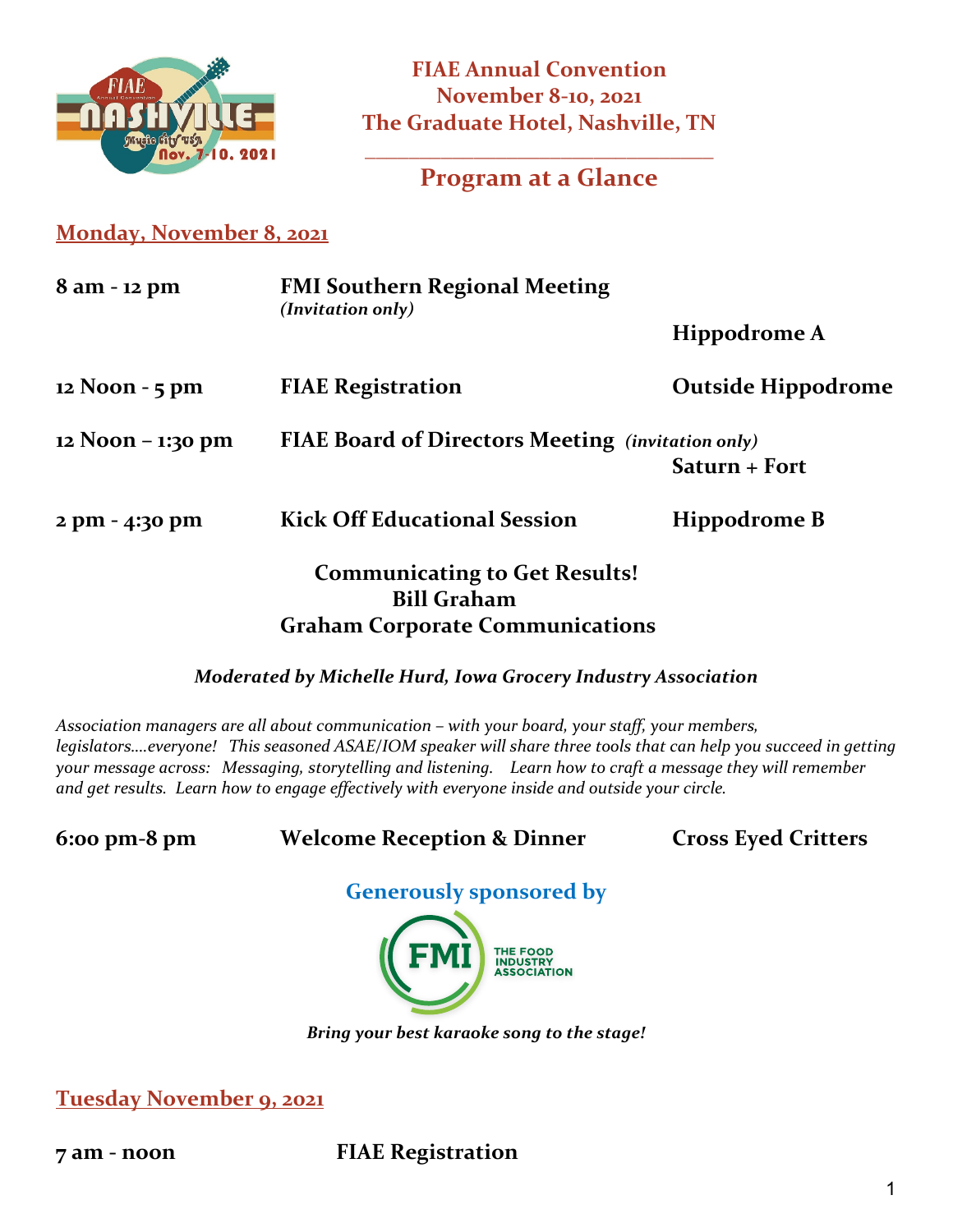**FIAE Annual Convention**
**November 8-10, 2021**
**The Graduate Hotel, Nashville, TN**

## Program at a Glance

### Monday, November 8, 2021

**8 am - 12 pm** **FMI Southern Regional Meeting**
*(Invitation only)*
**Hippodrome A**

**12 Noon - 5 pm** **FIAE Registration** **Outside Hippodrome**

**12 Noon – 1:30 pm** **FIAE Board of Directors Meeting** *(invitation only)*
**Saturn + Fort**

**2 pm - 4:30 pm** **Kick Off Educational Session** **Hippodrome B**

**Communicating to Get Results!**
**Bill Graham**
**Graham Corporate Communications**

***Moderated by Michelle Hurd, Iowa Grocery Industry Association***

*Association managers are all about communication – with your board, your staff, your members, legislators….everyone! This seasoned ASAE/IOM speaker will share three tools that can help you succeed in getting your message across: Messaging, storytelling and listening. Learn how to craft a message they will remember and get results. Learn how to engage effectively with everyone inside and outside your circle.*

**6:00 pm-8 pm** **Welcome Reception & Dinner** **Cross Eyed Critters**

**Generously sponsored by**

FMI THE FOOD INDUSTRY ASSOCIATION

***Bring your best karaoke song to the stage!***

### Tuesday November 9, 2021

**7 am - noon** **FIAE Registration**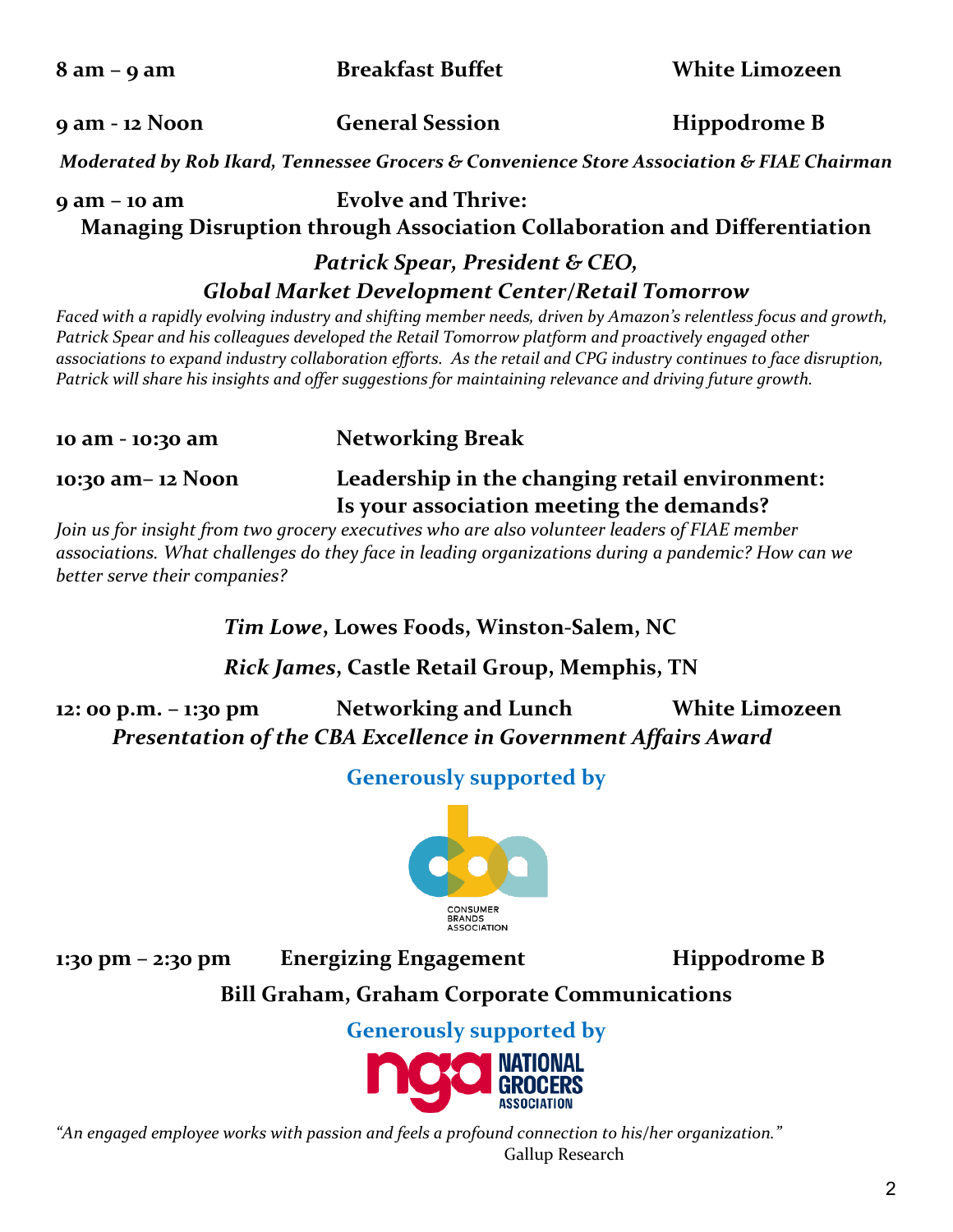**8 am – 9 am** **Breakfast Buffet** **White Limozeen**

**9 am - 12 Noon** **General Session** **Hippodrome B**

***Moderated by Rob Ikard, Tennessee Grocers & Convenience Store Association & FIAE Chairman***

**9 am – 10 am** **Evolve and Thrive:**
**Managing Disruption through Association Collaboration and Differentiation**

***Patrick Spear, President & CEO,***
***Global Market Development Center/Retail Tomorrow***

*Faced with a rapidly evolving industry and shifting member needs, driven by Amazon's relentless focus and growth, Patrick Spear and his colleagues developed the Retail Tomorrow platform and proactively engaged other associations to expand industry collaboration efforts. As the retail and CPG industry continues to face disruption, Patrick will share his insights and offer suggestions for maintaining relevance and driving future growth.*

**10 am - 10:30 am** **Networking Break**

**10:30 am– 12 Noon** **Leadership in the changing retail environment: Is your association meeting the demands?**

*Join us for insight from two grocery executives who are also volunteer leaders of FIAE member associations. What challenges do they face in leading organizations during a pandemic? How can we better serve their companies?*

***Tim Lowe*, Lowes Foods, Winston-Salem, NC**

***Rick James*, Castle Retail Group, Memphis, TN**

**12: 00 p.m. – 1:30 pm** **Networking and Lunch** **White Limozeen**

***Presentation of the CBA Excellence in Government Affairs Award***

**Generously supported by**

CONSUMER BRANDS ASSOCIATION

**1:30 pm – 2:30 pm** **Energizing Engagement** **Hippodrome B**

**Bill Graham, Graham Corporate Communications**

**Generously supported by**

NGA NATIONAL GROCERS ASSOCIATION

*"An engaged employee works with passion and feels a profound connection to his/her organization."*
Gallup Research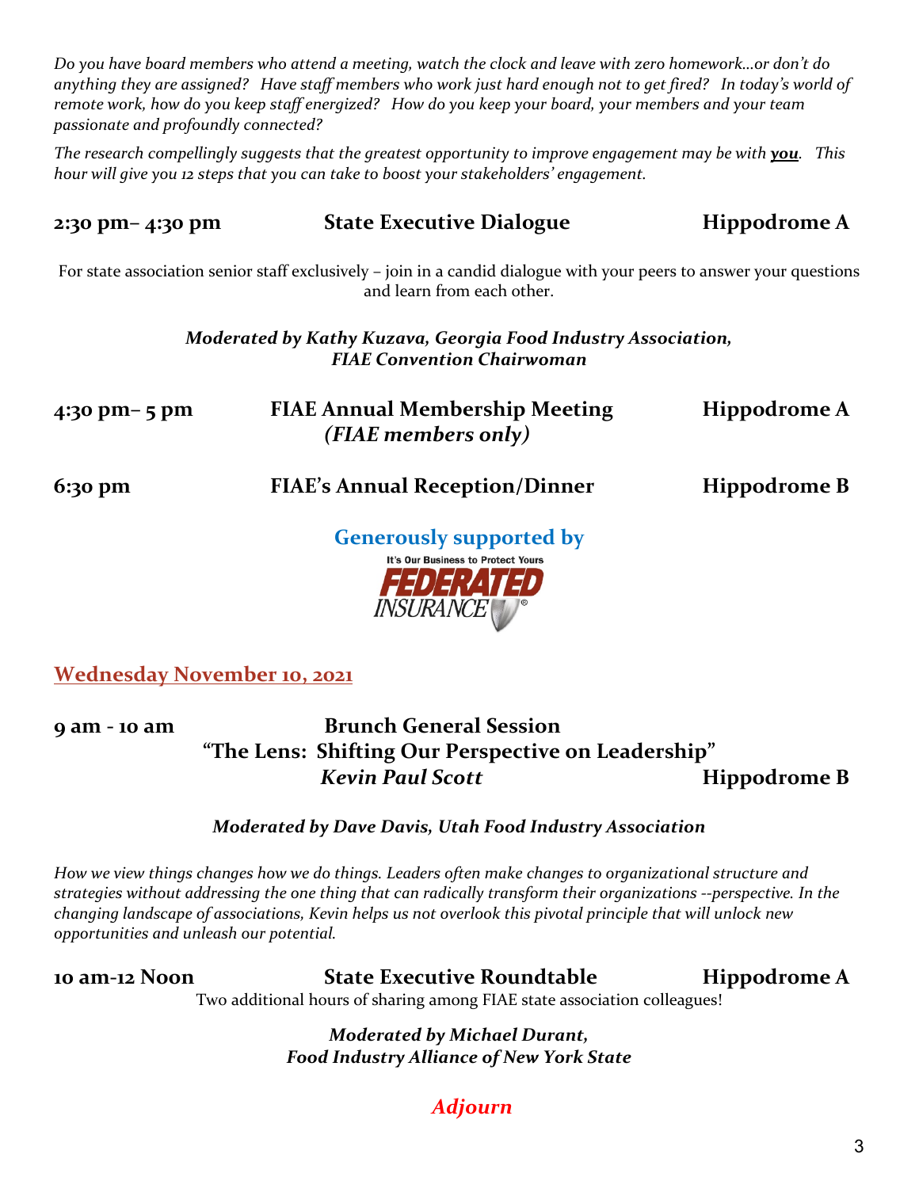*Do you have board members who attend a meeting, watch the clock and leave with zero homework…or don't do anything they are assigned? Have staff members who work just hard enough not to get fired? In today's world of remote work, how do you keep staff energized? How do you keep your board, your members and your team passionate and profoundly connected?*

*The research compellingly suggests that the greatest opportunity to improve engagement may be with **you**. This hour will give you 12 steps that you can take to boost your stakeholders' engagement.*

**2:30 pm– 4:30 pm — State Executive Dialogue — Hippodrome A**

For state association senior staff exclusively – join in a candid dialogue with your peers to answer your questions and learn from each other.

***Moderated by Kathy Kuzava, Georgia Food Industry Association, FIAE Convention Chairwoman***

**4:30 pm– 5 pm — FIAE Annual Membership Meeting *(FIAE members only)* — Hippodrome A**

**6:30 pm — FIAE's Annual Reception/Dinner — Hippodrome B**

**Generously supported by**

It's Our Business to Protect Yours
FEDERATED INSURANCE®

## Wednesday November 10, 2021

**9 am - 10 am — Brunch General Session**
**"The Lens: Shifting Our Perspective on Leadership"**
***Kevin Paul Scott*** — **Hippodrome B**

***Moderated by Dave Davis, Utah Food Industry Association***

*How we view things changes how we do things. Leaders often make changes to organizational structure and strategies without addressing the one thing that can radically transform their organizations --perspective. In the changing landscape of associations, Kevin helps us not overlook this pivotal principle that will unlock new opportunities and unleash our potential.*

**10 am-12 Noon — State Executive Roundtable — Hippodrome A**

Two additional hours of sharing among FIAE state association colleagues!

***Moderated by Michael Durant, Food Industry Alliance of New York State***

***Adjourn***